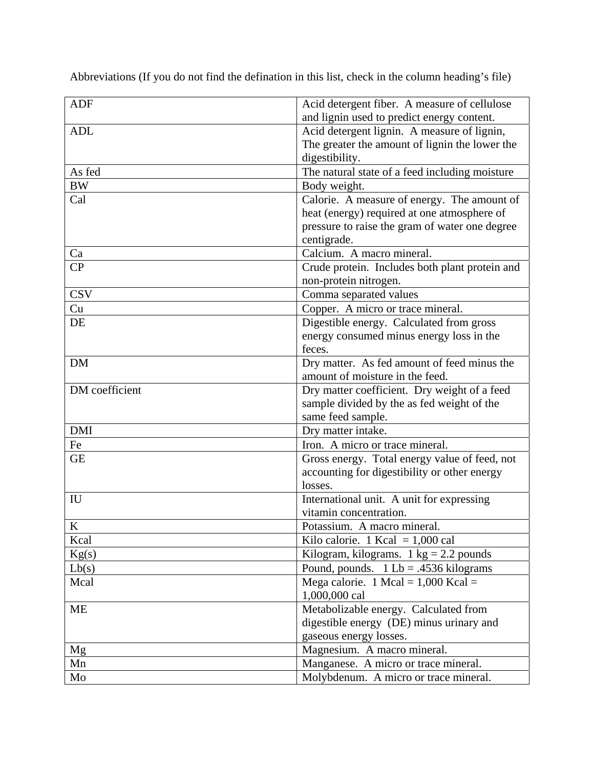Abbreviations (If you do not find the defination in this list, check in the column heading's file)

| | |
|---|---|
| ADF | Acid detergent fiber. A measure of cellulose and lignin used to predict energy content. |
| ADL | Acid detergent lignin. A measure of lignin, The greater the amount of lignin the lower the digestibility. |
| As fed | The natural state of a feed including moisture |
| BW | Body weight. |
| Cal | Calorie. A measure of energy. The amount of heat (energy) required at one atmosphere of pressure to raise the gram of water one degree centigrade. |
| Ca | Calcium. A macro mineral. |
| CP | Crude protein. Includes both plant protein and non-protein nitrogen. |
| CSV | Comma separated values |
| Cu | Copper. A micro or trace mineral. |
| DE | Digestible energy. Calculated from gross energy consumed minus energy loss in the feces. |
| DM | Dry matter. As fed amount of feed minus the amount of moisture in the feed. |
| DM coefficient | Dry matter coefficient. Dry weight of a feed sample divided by the as fed weight of the same feed sample. |
| DMI | Dry matter intake. |
| Fe | Iron. A micro or trace mineral. |
| GE | Gross energy. Total energy value of feed, not accounting for digestibility or other energy losses. |
| IU | International unit. A unit for expressing vitamin concentration. |
| K | Potassium. A macro mineral. |
| Kcal | Kilo calorie. 1 Kcal = 1,000 cal |
| Kg(s) | Kilogram, kilograms. 1 kg = 2.2 pounds |
| Lb(s) | Pound, pounds. 1 Lb = .4536 kilograms |
| Mcal | Mega calorie. 1 Mcal = 1,000 Kcal = 1,000,000 cal |
| ME | Metabolizable energy. Calculated from digestible energy (DE) minus urinary and gaseous energy losses. |
| Mg | Magnesium. A macro mineral. |
| Mn | Manganese. A micro or trace mineral. |
| Mo | Molybdenum. A micro or trace mineral. |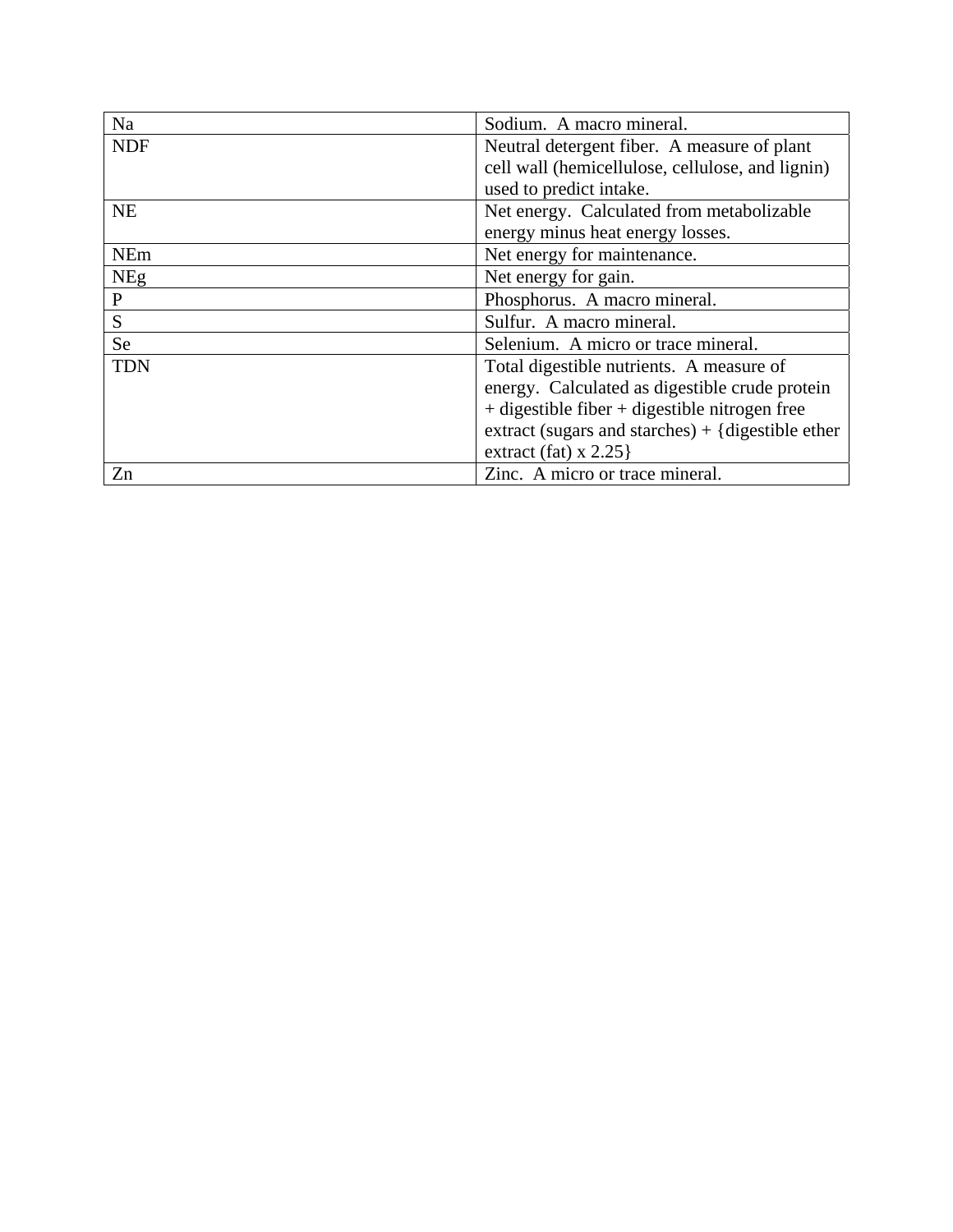| | |
|---|---|
| Na | Sodium. A macro mineral. |
| NDF | Neutral detergent fiber. A measure of plant cell wall (hemicellulose, cellulose, and lignin) used to predict intake. |
| NE | Net energy. Calculated from metabolizable energy minus heat energy losses. |
| NEm | Net energy for maintenance. |
| NEg | Net energy for gain. |
| P | Phosphorus. A macro mineral. |
| S | Sulfur. A macro mineral. |
| Se | Selenium. A micro or trace mineral. |
| TDN | Total digestible nutrients. A measure of energy. Calculated as digestible crude protein + digestible fiber + digestible nitrogen free extract (sugars and starches) + {digestible ether extract (fat) x 2.25} |
| Zn | Zinc. A micro or trace mineral. |